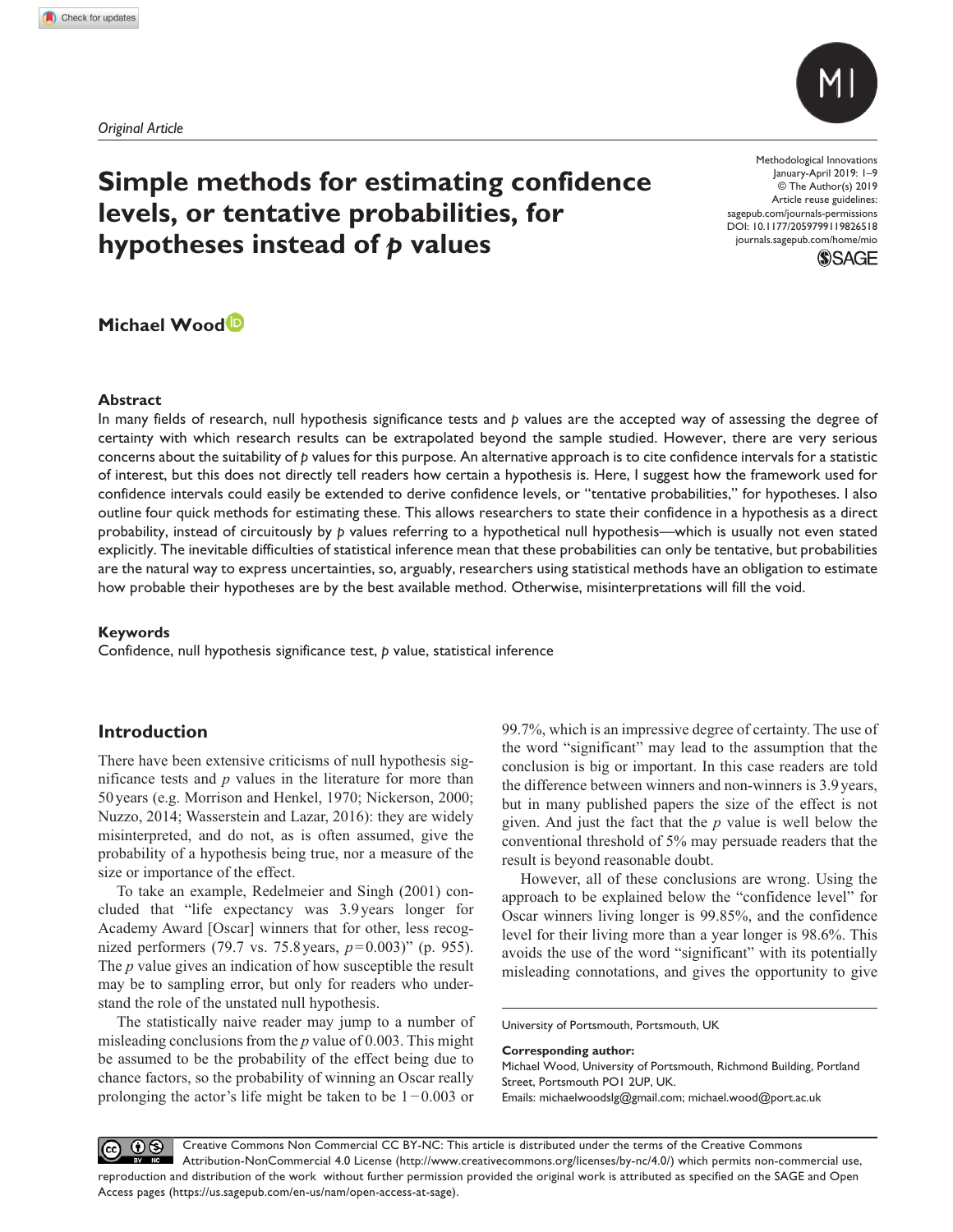*Original Article*

# Simple methods for estimating confidence levels, or tentative probabilities, for hypotheses instead of *p* values

**Michael Wood**

## Abstract

In many fields of research, null hypothesis significance tests and *p* values are the accepted way of assessing the degree of certainty with which research results can be extrapolated beyond the sample studied. However, there are very serious concerns about the suitability of *p* values for this purpose. An alternative approach is to cite confidence intervals for a statistic of interest, but this does not directly tell readers how certain a hypothesis is. Here, I suggest how the framework used for confidence intervals could easily be extended to derive confidence levels, or "tentative probabilities," for hypotheses. I also outline four quick methods for estimating these. This allows researchers to state their confidence in a hypothesis as a direct probability, instead of circuitously by *p* values referring to a hypothetical null hypothesis—which is usually not even stated explicitly. The inevitable difficulties of statistical inference mean that these probabilities can only be tentative, but probabilities are the natural way to express uncertainties, so, arguably, researchers using statistical methods have an obligation to estimate how probable their hypotheses are by the best available method. Otherwise, misinterpretations will fill the void.

### Keywords

Confidence, null hypothesis significance test, *p* value, statistical inference

## Introduction

There have been extensive criticisms of null hypothesis significance tests and *p* values in the literature for more than 50 years (e.g. Morrison and Henkel, 1970; Nickerson, 2000; Nuzzo, 2014; Wasserstein and Lazar, 2016): they are widely misinterpreted, and do not, as is often assumed, give the probability of a hypothesis being true, nor a measure of the size or importance of the effect.

To take an example, Redelmeier and Singh (2001) concluded that "life expectancy was 3.9 years longer for Academy Award [Oscar] winners that for other, less recognized performers (79.7 vs. 75.8 years, $p = 0.003$)" (p. 955). The *p* value gives an indication of how susceptible the result may be to sampling error, but only for readers who understand the role of the unstated null hypothesis.

The statistically naive reader may jump to a number of misleading conclusions from the *p* value of 0.003. This might be assumed to be the probability of the effect being due to chance factors, so the probability of winning an Oscar really prolonging the actor's life might be taken to be $1 - 0.003$ or 99.7%, which is an impressive degree of certainty. The use of the word "significant" may lead to the assumption that the conclusion is big or important. In this case readers are told the difference between winners and non-winners is 3.9 years, but in many published papers the size of the effect is not given. And just the fact that the *p* value is well below the conventional threshold of 5% may persuade readers that the result is beyond reasonable doubt.

However, all of these conclusions are wrong. Using the approach to be explained below the "confidence level" for Oscar winners living longer is 99.85%, and the confidence level for their living more than a year longer is 98.6%. This avoids the use of the word "significant" with its potentially misleading connotations, and gives the opportunity to give

University of Portsmouth, Portsmouth, UK

**Corresponding author:**
Michael Wood, University of Portsmouth, Richmond Building, Portland Street, Portsmouth PO1 2UP, UK.
Emails: michaelwoodslg@gmail.com; michael.wood@port.ac.uk

Creative Commons Non Commercial CC BY-NC: This article is distributed under the terms of the Creative Commons Attribution-NonCommercial 4.0 License (http://www.creativecommons.org/licenses/by-nc/4.0/) which permits non-commercial use, reproduction and distribution of the work without further permission provided the original work is attributed as specified on the SAGE and Open Access pages (https://us.sagepub.com/en-us/nam/open-access-at-sage).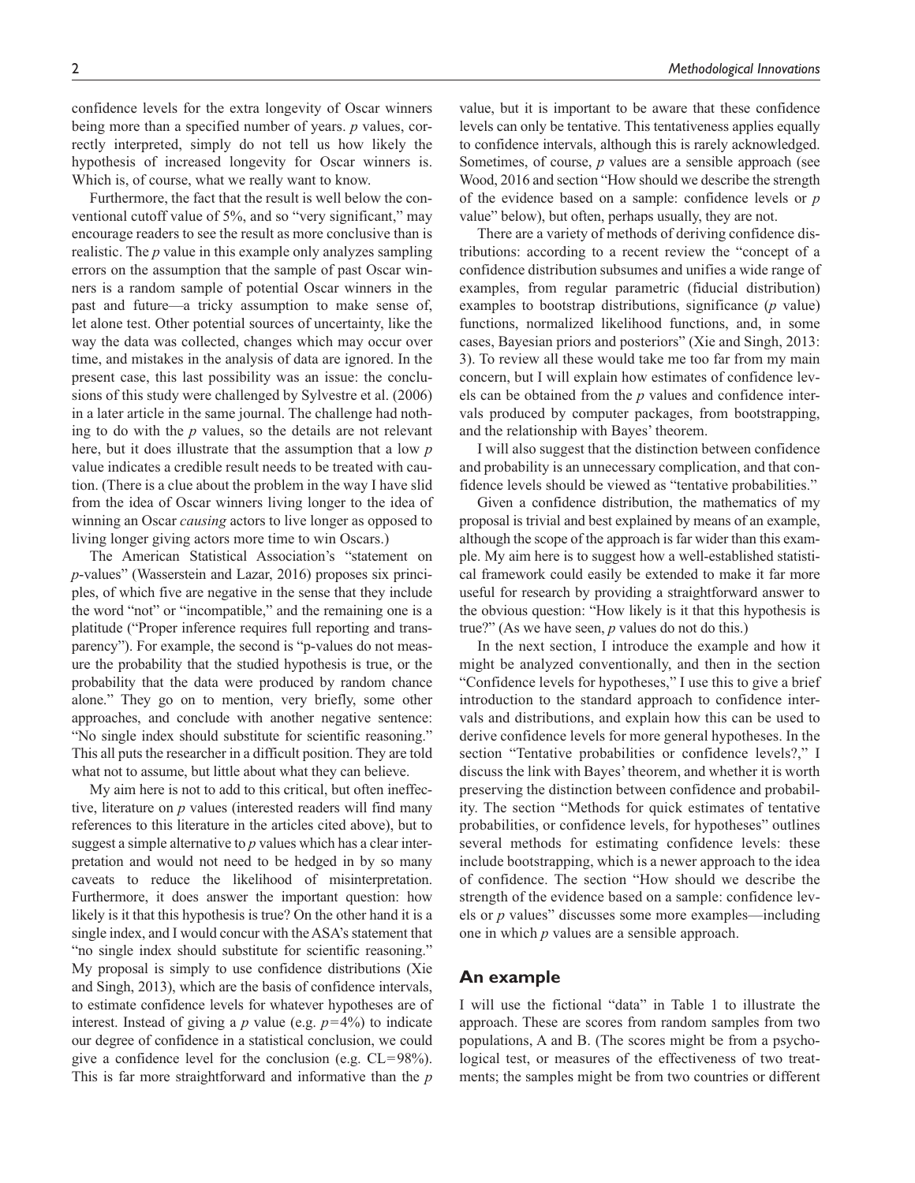confidence levels for the extra longevity of Oscar winners being more than a specified number of years. *p* values, correctly interpreted, simply do not tell us how likely the hypothesis of increased longevity for Oscar winners is. Which is, of course, what we really want to know.

Furthermore, the fact that the result is well below the conventional cutoff value of 5%, and so "very significant," may encourage readers to see the result as more conclusive than is realistic. The *p* value in this example only analyzes sampling errors on the assumption that the sample of past Oscar winners is a random sample of potential Oscar winners in the past and future—a tricky assumption to make sense of, let alone test. Other potential sources of uncertainty, like the way the data was collected, changes which may occur over time, and mistakes in the analysis of data are ignored. In the present case, this last possibility was an issue: the conclusions of this study were challenged by Sylvestre et al. (2006) in a later article in the same journal. The challenge had nothing to do with the *p* values, so the details are not relevant here, but it does illustrate that the assumption that a low *p* value indicates a credible result needs to be treated with caution. (There is a clue about the problem in the way I have slid from the idea of Oscar winners living longer to the idea of winning an Oscar *causing* actors to live longer as opposed to living longer giving actors more time to win Oscars.)

The American Statistical Association's "statement on *p*-values" (Wasserstein and Lazar, 2016) proposes six principles, of which five are negative in the sense that they include the word "not" or "incompatible," and the remaining one is a platitude ("Proper inference requires full reporting and transparency"). For example, the second is "p-values do not measure the probability that the studied hypothesis is true, or the probability that the data were produced by random chance alone." They go on to mention, very briefly, some other approaches, and conclude with another negative sentence: "No single index should substitute for scientific reasoning." This all puts the researcher in a difficult position. They are told what not to assume, but little about what they can believe.

My aim here is not to add to this critical, but often ineffective, literature on *p* values (interested readers will find many references to this literature in the articles cited above), but to suggest a simple alternative to *p* values which has a clear interpretation and would not need to be hedged in by so many caveats to reduce the likelihood of misinterpretation. Furthermore, it does answer the important question: how likely is it that this hypothesis is true? On the other hand it is a single index, and I would concur with the ASA's statement that "no single index should substitute for scientific reasoning." My proposal is simply to use confidence distributions (Xie and Singh, 2013), which are the basis of confidence intervals, to estimate confidence levels for whatever hypotheses are of interest. Instead of giving a *p* value (e.g. $p = 4\%$) to indicate our degree of confidence in a statistical conclusion, we could give a confidence level for the conclusion (e.g. $CL = 98\%$). This is far more straightforward and informative than the *p* value, but it is important to be aware that these confidence levels can only be tentative. This tentativeness applies equally to confidence intervals, although this is rarely acknowledged. Sometimes, of course, *p* values are a sensible approach (see Wood, 2016 and section "How should we describe the strength of the evidence based on a sample: confidence levels or *p* value" below), but often, perhaps usually, they are not.

There are a variety of methods of deriving confidence distributions: according to a recent review the "concept of a confidence distribution subsumes and unifies a wide range of examples, from regular parametric (fiducial distribution) examples to bootstrap distributions, significance (*p* value) functions, normalized likelihood functions, and, in some cases, Bayesian priors and posteriors" (Xie and Singh, 2013: 3). To review all these would take me too far from my main concern, but I will explain how estimates of confidence levels can be obtained from the *p* values and confidence intervals produced by computer packages, from bootstrapping, and the relationship with Bayes' theorem.

I will also suggest that the distinction between confidence and probability is an unnecessary complication, and that confidence levels should be viewed as "tentative probabilities."

Given a confidence distribution, the mathematics of my proposal is trivial and best explained by means of an example, although the scope of the approach is far wider than this example. My aim here is to suggest how a well-established statistical framework could easily be extended to make it far more useful for research by providing a straightforward answer to the obvious question: "How likely is it that this hypothesis is true?" (As we have seen, *p* values do not do this.)

In the next section, I introduce the example and how it might be analyzed conventionally, and then in the section "Confidence levels for hypotheses," I use this to give a brief introduction to the standard approach to confidence intervals and distributions, and explain how this can be used to derive confidence levels for more general hypotheses. In the section "Tentative probabilities or confidence levels?," I discuss the link with Bayes' theorem, and whether it is worth preserving the distinction between confidence and probability. The section "Methods for quick estimates of tentative probabilities, or confidence levels, for hypotheses" outlines several methods for estimating confidence levels: these include bootstrapping, which is a newer approach to the idea of confidence. The section "How should we describe the strength of the evidence based on a sample: confidence levels or *p* values" discusses some more examples—including one in which *p* values are a sensible approach.

## An example

I will use the fictional "data" in Table 1 to illustrate the approach. These are scores from random samples from two populations, A and B. (The scores might be from a psychological test, or measures of the effectiveness of two treatments; the samples might be from two countries or different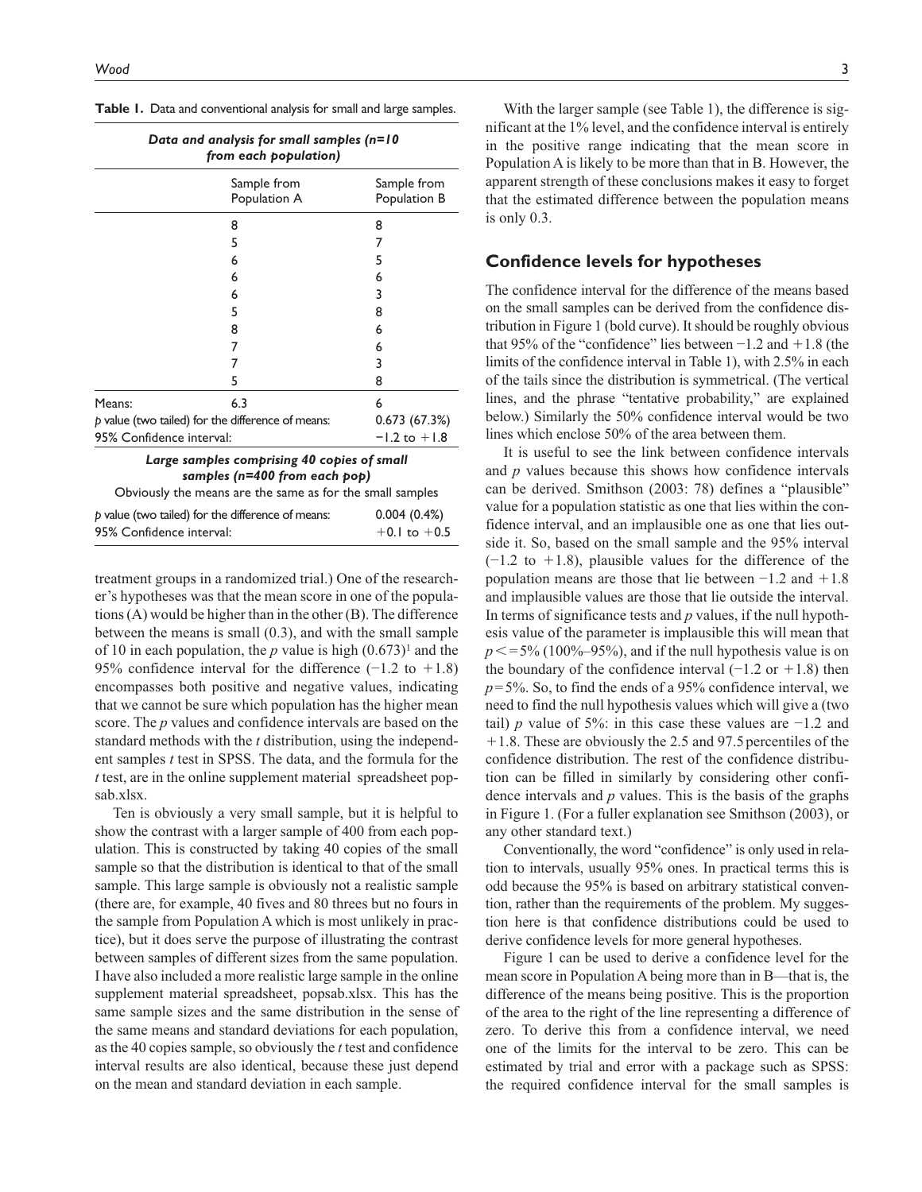**Table 1.** Data and conventional analysis for small and large samples.

| *Data and analysis for small samples (n=10 from each population)* | | |
|---|---|---|
| | Sample from Population A | Sample from Population B |
| | 8 | 8 |
| | 5 | 7 |
| | 6 | 5 |
| | 6 | 6 |
| | 6 | 3 |
| | 5 | 8 |
| | 8 | 6 |
| | 7 | 6 |
| | 7 | 3 |
| | 5 | 8 |
| Means: | 6.3 | 6 |
| *p* value (two tailed) for the difference of means: | | 0.673 (67.3%) |
| 95% Confidence interval: | | −1.2 to +1.8 |
| *Large samples comprising 40 copies of small samples (n=400 from each pop)* | | |
| Obviously the means are the same as for the small samples | | |
| *p* value (two tailed) for the difference of means: | | 0.004 (0.4%) |
| 95% Confidence interval: | | +0.1 to +0.5 |

treatment groups in a randomized trial.) One of the researcher's hypotheses was that the mean score in one of the populations (A) would be higher than in the other (B). The difference between the means is small (0.3), and with the small sample of 10 in each population, the *p* value is high (0.673)[1] and the 95% confidence interval for the difference (−1.2 to +1.8) encompasses both positive and negative values, indicating that we cannot be sure which population has the higher mean score. The *p* values and confidence intervals are based on the standard methods with the *t* distribution, using the independent samples *t* test in SPSS. The data, and the formula for the *t* test, are in the online supplement material spreadsheet popsab.xlsx.

Ten is obviously a very small sample, but it is helpful to show the contrast with a larger sample of 400 from each population. This is constructed by taking 40 copies of the small sample so that the distribution is identical to that of the small sample. This large sample is obviously not a realistic sample (there are, for example, 40 fives and 80 threes but no fours in the sample from Population A which is most unlikely in practice), but it does serve the purpose of illustrating the contrast between samples of different sizes from the same population. I have also included a more realistic large sample in the online supplement material spreadsheet, popsab.xlsx. This has the same sample sizes and the same distribution in the sense of the same means and standard deviations for each population, as the 40 copies sample, so obviously the *t* test and confidence interval results are also identical, because these just depend on the mean and standard deviation in each sample.

With the larger sample (see Table 1), the difference is significant at the 1% level, and the confidence interval is entirely in the positive range indicating that the mean score in Population A is likely to be more than that in B. However, the apparent strength of these conclusions makes it easy to forget that the estimated difference between the population means is only 0.3.

## Confidence levels for hypotheses

The confidence interval for the difference of the means based on the small samples can be derived from the confidence distribution in Figure 1 (bold curve). It should be roughly obvious that 95% of the "confidence" lies between −1.2 and +1.8 (the limits of the confidence interval in Table 1), with 2.5% in each of the tails since the distribution is symmetrical. (The vertical lines, and the phrase "tentative probability," are explained below.) Similarly the 50% confidence interval would be two lines which enclose 50% of the area between them.

It is useful to see the link between confidence intervals and *p* values because this shows how confidence intervals can be derived. Smithson (2003: 78) defines a "plausible" value for a population statistic as one that lies within the confidence interval, and an implausible one as one that lies outside it. So, based on the small sample and the 95% interval (−1.2 to +1.8), plausible values for the difference of the population means are those that lie between −1.2 and +1.8 and implausible values are those that lie outside the interval. In terms of significance tests and *p* values, if the null hypothesis value of the parameter is implausible this will mean that $p <= 5\%$ (100%–95%), and if the null hypothesis value is on the boundary of the confidence interval (−1.2 or +1.8) then $p = 5\%$. So, to find the ends of a 95% confidence interval, we need to find the null hypothesis values which will give a (two tail) *p* value of 5%: in this case these values are −1.2 and +1.8. These are obviously the 2.5 and 97.5 percentiles of the confidence distribution. The rest of the confidence distribution can be filled in similarly by considering other confidence intervals and *p* values. This is the basis of the graphs in Figure 1. (For a fuller explanation see Smithson (2003), or any other standard text.)

Conventionally, the word "confidence" is only used in relation to intervals, usually 95% ones. In practical terms this is odd because the 95% is based on arbitrary statistical convention, rather than the requirements of the problem. My suggestion here is that confidence distributions could be used to derive confidence levels for more general hypotheses.

Figure 1 can be used to derive a confidence level for the mean score in Population A being more than in B—that is, the difference of the means being positive. This is the proportion of the area to the right of the line representing a difference of zero. To derive this from a confidence interval, we need one of the limits for the interval to be zero. This can be estimated by trial and error with a package such as SPSS: the required confidence interval for the small samples is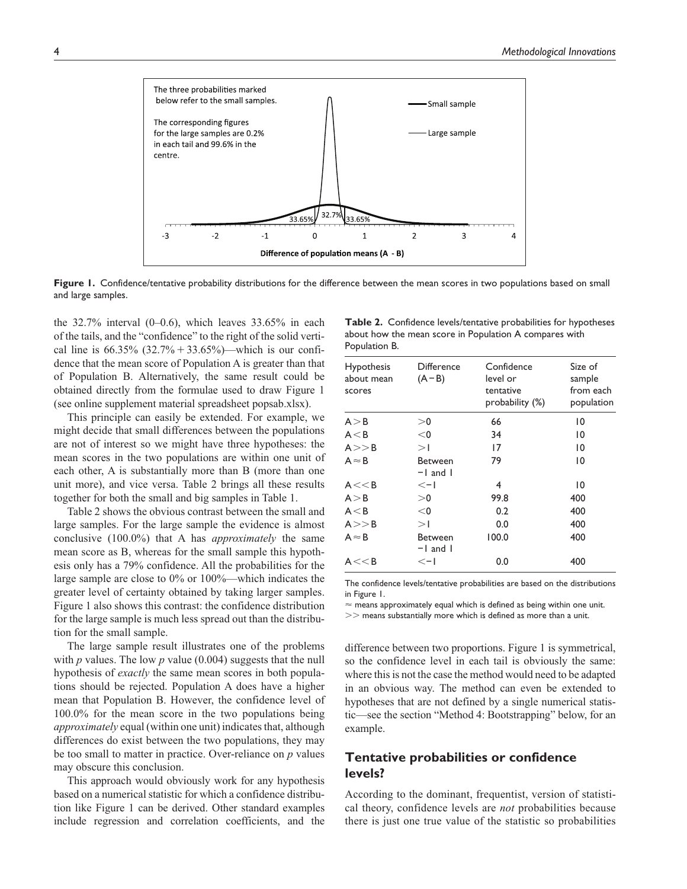**Figure 1.** Confidence/tentative probability distributions for the difference between the mean scores in two populations based on small and large samples.

the 32.7% interval (0–0.6), which leaves 33.65% in each of the tails, and the "confidence" to the right of the solid vertical line is 66.35% (32.7% + 33.65%)—which is our confidence that the mean score of Population A is greater than that of Population B. Alternatively, the same result could be obtained directly from the formulae used to draw Figure 1 (see online supplement material spreadsheet popsab.xlsx).

This principle can easily be extended. For example, we might decide that small differences between the populations are not of interest so we might have three hypotheses: the mean scores in the two populations are within one unit of each other, A is substantially more than B (more than one unit more), and vice versa. Table 2 brings all these results together for both the small and big samples in Table 1.

Table 2 shows the obvious contrast between the small and large samples. For the large sample the evidence is almost conclusive (100.0%) that A has *approximately* the same mean score as B, whereas for the small sample this hypothesis only has a 79% confidence. All the probabilities for the large sample are close to 0% or 100%—which indicates the greater level of certainty obtained by taking larger samples. Figure 1 also shows this contrast: the confidence distribution for the large sample is much less spread out than the distribution for the small sample.

The large sample result illustrates one of the problems with *p* values. The low *p* value (0.004) suggests that the null hypothesis of *exactly* the same mean scores in both populations should be rejected. Population A does have a higher mean that Population B. However, the confidence level of 100.0% for the mean score in the two populations being *approximately* equal (within one unit) indicates that, although differences do exist between the two populations, they may be too small to matter in practice. Over-reliance on *p* values may obscure this conclusion.

This approach would obviously work for any hypothesis based on a numerical statistic for which a confidence distribution like Figure 1 can be derived. Other standard examples include regression and correlation coefficients, and the difference between two proportions. Figure 1 is symmetrical, so the confidence level in each tail is obviously the same: where this is not the case the method would need to be adapted in an obvious way. The method can even be extended to hypotheses that are not defined by a single numerical statistic—see the section "Method 4: Bootstrapping" below, for an example.

**Table 2.** Confidence levels/tentative probabilities for hypotheses about how the mean score in Population A compares with Population B.

| Hypothesis about mean scores | Difference (A − B) | Confidence level or tentative probability (%) | Size of sample from each population |
|---|---|---|---|
| A > B | >0 | 66 | 10 |
| A < B | <0 | 34 | 10 |
| A >> B | >1 | 17 | 10 |
| A ≈ B | Between −1 and 1 | 79 | 10 |
| A << B | <−1 | 4 | 10 |
| A > B | >0 | 99.8 | 400 |
| A < B | <0 | 0.2 | 400 |
| A >> B | >1 | 0.0 | 400 |
| A ≈ B | Between −1 and 1 | 100.0 | 400 |
| A << B | <−1 | 0.0 | 400 |

The confidence levels/tentative probabilities are based on the distributions in Figure 1.
≈ means approximately equal which is defined as being within one unit.
>> means substantially more which is defined as more than a unit.

## Tentative probabilities or confidence levels?

According to the dominant, frequentist, version of statistical theory, confidence levels are *not* probabilities because there is just one true value of the statistic so probabilities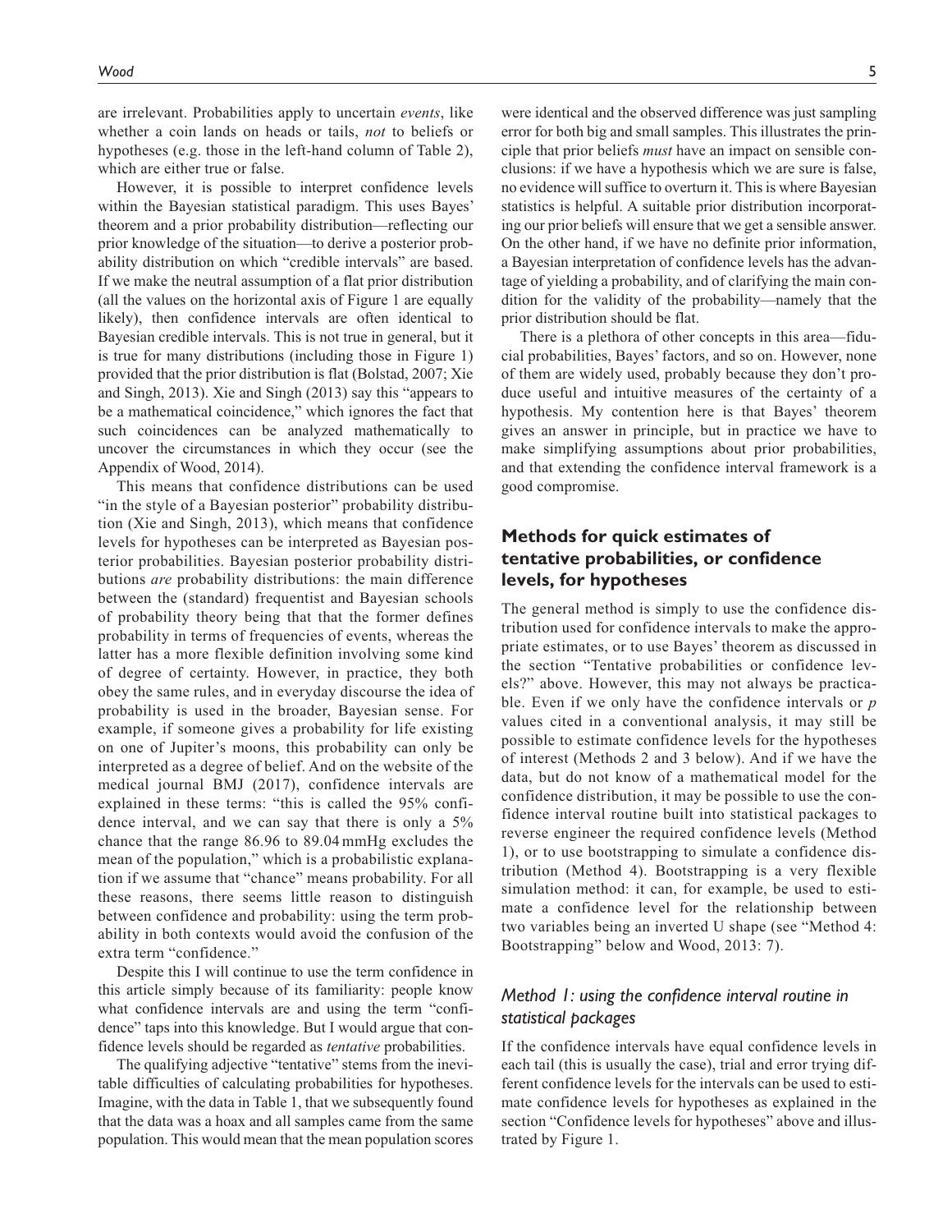are irrelevant. Probabilities apply to uncertain *events*, like whether a coin lands on heads or tails, *not* to beliefs or hypotheses (e.g. those in the left-hand column of Table 2), which are either true or false.

However, it is possible to interpret confidence levels within the Bayesian statistical paradigm. This uses Bayes' theorem and a prior probability distribution—reflecting our prior knowledge of the situation—to derive a posterior probability distribution on which "credible intervals" are based. If we make the neutral assumption of a flat prior distribution (all the values on the horizontal axis of Figure 1 are equally likely), then confidence intervals are often identical to Bayesian credible intervals. This is not true in general, but it is true for many distributions (including those in Figure 1) provided that the prior distribution is flat (Bolstad, 2007; Xie and Singh, 2013). Xie and Singh (2013) say this "appears to be a mathematical coincidence," which ignores the fact that such coincidences can be analyzed mathematically to uncover the circumstances in which they occur (see the Appendix of Wood, 2014).

This means that confidence distributions can be used "in the style of a Bayesian posterior" probability distribution (Xie and Singh, 2013), which means that confidence levels for hypotheses can be interpreted as Bayesian posterior probabilities. Bayesian posterior probability distributions *are* probability distributions: the main difference between the (standard) frequentist and Bayesian schools of probability theory being that that the former defines probability in terms of frequencies of events, whereas the latter has a more flexible definition involving some kind of degree of certainty. However, in practice, they both obey the same rules, and in everyday discourse the idea of probability is used in the broader, Bayesian sense. For example, if someone gives a probability for life existing on one of Jupiter's moons, this probability can only be interpreted as a degree of belief. And on the website of the medical journal BMJ (2017), confidence intervals are explained in these terms: "this is called the 95% confidence interval, and we can say that there is only a 5% chance that the range 86.96 to 89.04 mmHg excludes the mean of the population," which is a probabilistic explanation if we assume that "chance" means probability. For all these reasons, there seems little reason to distinguish between confidence and probability: using the term probability in both contexts would avoid the confusion of the extra term "confidence."

Despite this I will continue to use the term confidence in this article simply because of its familiarity: people know what confidence intervals are and using the term "confidence" taps into this knowledge. But I would argue that confidence levels should be regarded as *tentative* probabilities.

The qualifying adjective "tentative" stems from the inevitable difficulties of calculating probabilities for hypotheses. Imagine, with the data in Table 1, that we subsequently found that the data was a hoax and all samples came from the same population. This would mean that the mean population scores were identical and the observed difference was just sampling error for both big and small samples. This illustrates the principle that prior beliefs *must* have an impact on sensible conclusions: if we have a hypothesis which we are sure is false, no evidence will suffice to overturn it. This is where Bayesian statistics is helpful. A suitable prior distribution incorporating our prior beliefs will ensure that we get a sensible answer. On the other hand, if we have no definite prior information, a Bayesian interpretation of confidence levels has the advantage of yielding a probability, and of clarifying the main condition for the validity of the probability—namely that the prior distribution should be flat.

There is a plethora of other concepts in this area—fiducial probabilities, Bayes' factors, and so on. However, none of them are widely used, probably because they don't produce useful and intuitive measures of the certainty of a hypothesis. My contention here is that Bayes' theorem gives an answer in principle, but in practice we have to make simplifying assumptions about prior probabilities, and that extending the confidence interval framework is a good compromise.

## Methods for quick estimates of tentative probabilities, or confidence levels, for hypotheses

The general method is simply to use the confidence distribution used for confidence intervals to make the appropriate estimates, or to use Bayes' theorem as discussed in the section "Tentative probabilities or confidence levels?" above. However, this may not always be practicable. Even if we only have the confidence intervals or $p$ values cited in a conventional analysis, it may still be possible to estimate confidence levels for the hypotheses of interest (Methods 2 and 3 below). And if we have the data, but do not know of a mathematical model for the confidence distribution, it may be possible to use the confidence interval routine built into statistical packages to reverse engineer the required confidence levels (Method 1), or to use bootstrapping to simulate a confidence distribution (Method 4). Bootstrapping is a very flexible simulation method: it can, for example, be used to estimate a confidence level for the relationship between two variables being an inverted U shape (see "Method 4: Bootstrapping" below and Wood, 2013: 7).

### *Method 1: using the confidence interval routine in statistical packages*

If the confidence intervals have equal confidence levels in each tail (this is usually the case), trial and error trying different confidence levels for the intervals can be used to estimate confidence levels for hypotheses as explained in the section "Confidence levels for hypotheses" above and illustrated by Figure 1.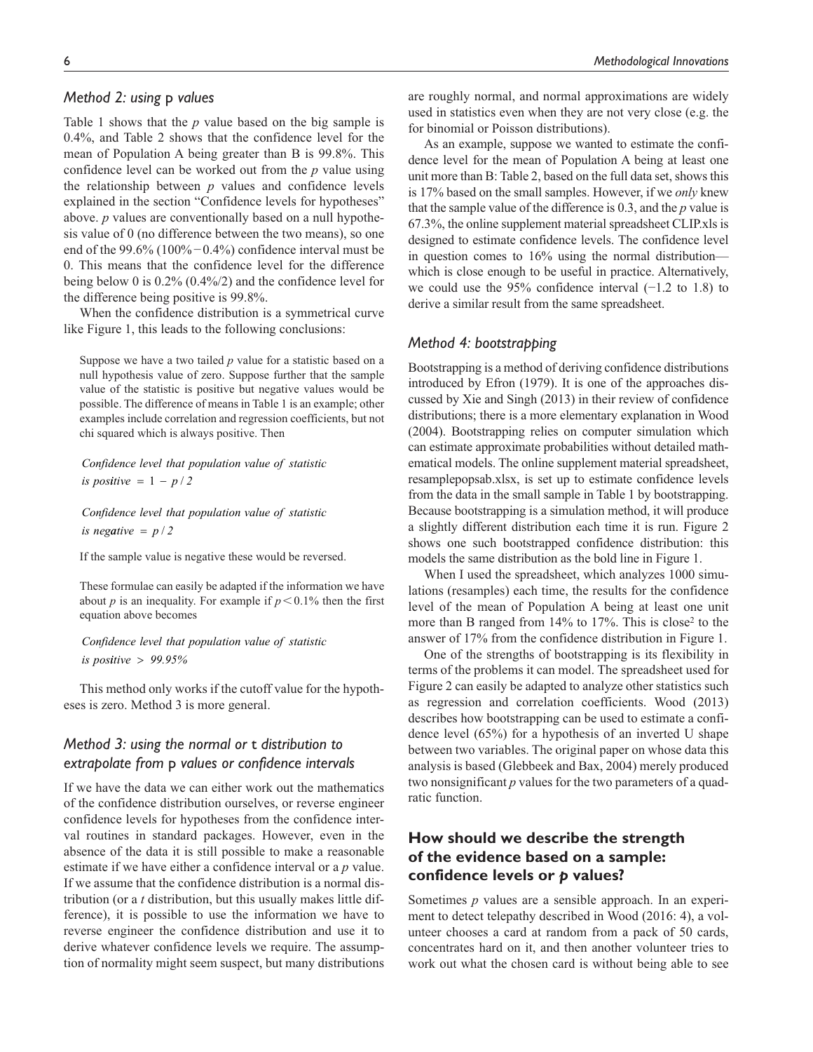### *Method 2: using* p *values*

Table 1 shows that the $p$ value based on the big sample is 0.4%, and Table 2 shows that the confidence level for the mean of Population A being greater than B is 99.8%. This confidence level can be worked out from the $p$ value using the relationship between $p$ values and confidence levels explained in the section "Confidence levels for hypotheses" above. $p$ values are conventionally based on a null hypothesis value of 0 (no difference between the two means), so one end of the 99.6% (100% − 0.4%) confidence interval must be 0. This means that the confidence level for the difference being below 0 is 0.2% (0.4%/2) and the confidence level for the difference being positive is 99.8%.

When the confidence distribution is a symmetrical curve like Figure 1, this leads to the following conclusions:

> Suppose we have a two tailed $p$ value for a statistic based on a null hypothesis value of zero. Suppose further that the sample value of the statistic is positive but negative values would be possible. The difference of means in Table 1 is an example; other examples include correlation and regression coefficients, but not chi squared which is always positive. Then
>
> $$\textit{Confidence level that population value of statistic is positive} = 1 - p/2$$
>
> $$\textit{Confidence level that population value of statistic is negative} = p/2$$
>
> If the sample value is negative these would be reversed.
>
> These formulae can easily be adapted if the information we have about $p$ is an inequality. For example if $p < 0.1\%$ then the first equation above becomes
>
> $$\textit{Confidence level that population value of statistic is positive} > 99.95\%$$

This method only works if the cutoff value for the hypotheses is zero. Method 3 is more general.

### *Method 3: using the normal or* t *distribution to extrapolate from* p *values or confidence intervals*

If we have the data we can either work out the mathematics of the confidence distribution ourselves, or reverse engineer confidence levels for hypotheses from the confidence interval routines in standard packages. However, even in the absence of the data it is still possible to make a reasonable estimate if we have either a confidence interval or a $p$ value. If we assume that the confidence distribution is a normal distribution (or a $t$ distribution, but this usually makes little difference), it is possible to use the information we have to reverse engineer the confidence distribution and use it to derive whatever confidence levels we require. The assumption of normality might seem suspect, but many distributions are roughly normal, and normal approximations are widely used in statistics even when they are not very close (e.g. the for binomial or Poisson distributions).

As an example, suppose we wanted to estimate the confidence level for the mean of Population A being at least one unit more than B: Table 2, based on the full data set, shows this is 17% based on the small samples. However, if we *only* knew that the sample value of the difference is 0.3, and the $p$ value is 67.3%, the online supplement material spreadsheet CLIP.xls is designed to estimate confidence levels. The confidence level in question comes to 16% using the normal distribution—which is close enough to be useful in practice. Alternatively, we could use the 95% confidence interval (−1.2 to 1.8) to derive a similar result from the same spreadsheet.

### *Method 4: bootstrapping*

Bootstrapping is a method of deriving confidence distributions introduced by Efron (1979). It is one of the approaches discussed by Xie and Singh (2013) in their review of confidence distributions; there is a more elementary explanation in Wood (2004). Bootstrapping relies on computer simulation which can estimate approximate probabilities without detailed mathematical models. The online supplement material spreadsheet, resamplepopsab.xlsx, is set up to estimate confidence levels from the data in the small sample in Table 1 by bootstrapping. Because bootstrapping is a simulation method, it will produce a slightly different distribution each time it is run. Figure 2 shows one such bootstrapped confidence distribution: this models the same distribution as the bold line in Figure 1.

When I used the spreadsheet, which analyzes 1000 simulations (resamples) each time, the results for the confidence level of the mean of Population A being at least one unit more than B ranged from 14% to 17%. This is close[2] to the answer of 17% from the confidence distribution in Figure 1.

One of the strengths of bootstrapping is its flexibility in terms of the problems it can model. The spreadsheet used for Figure 2 can easily be adapted to analyze other statistics such as regression and correlation coefficients. Wood (2013) describes how bootstrapping can be used to estimate a confidence level (65%) for a hypothesis of an inverted U shape between two variables. The original paper on whose data this analysis is based (Glebbeek and Bax, 2004) merely produced two nonsignificant $p$ values for the two parameters of a quadratic function.

## How should we describe the strength of the evidence based on a sample: confidence levels or *p* values?

Sometimes $p$ values are a sensible approach. In an experiment to detect telepathy described in Wood (2016: 4), a volunteer chooses a card at random from a pack of 50 cards, concentrates hard on it, and then another volunteer tries to work out what the chosen card is without being able to see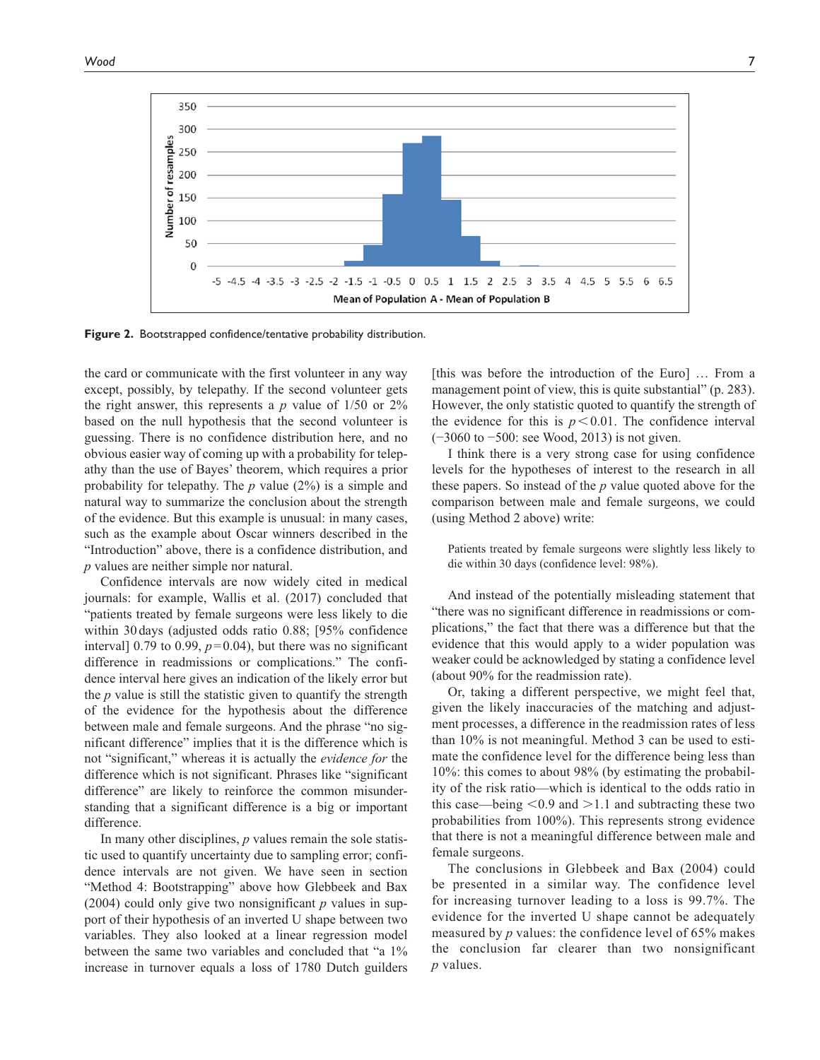**Figure 2.** Bootstrapped confidence/tentative probability distribution.

the card or communicate with the first volunteer in any way except, possibly, by telepathy. If the second volunteer gets the right answer, this represents a $p$ value of 1/50 or 2% based on the null hypothesis that the second volunteer is guessing. There is no confidence distribution here, and no obvious easier way of coming up with a probability for telepathy than the use of Bayes' theorem, which requires a prior probability for telepathy. The $p$ value (2%) is a simple and natural way to summarize the conclusion about the strength of the evidence. But this example is unusual: in many cases, such as the example about Oscar winners described in the "Introduction" above, there is a confidence distribution, and $p$ values are neither simple nor natural.

Confidence intervals are now widely cited in medical journals: for example, Wallis et al. (2017) concluded that "patients treated by female surgeons were less likely to die within 30 days (adjusted odds ratio 0.88; [95% confidence interval] 0.79 to 0.99, $p=0.04$), but there was no significant difference in readmissions or complications." The confidence interval here gives an indication of the likely error but the $p$ value is still the statistic given to quantify the strength of the evidence for the hypothesis about the difference between male and female surgeons. And the phrase "no significant difference" implies that it is the difference which is not "significant," whereas it is actually the *evidence for* the difference which is not significant. Phrases like "significant difference" are likely to reinforce the common misunderstanding that a significant difference is a big or important difference.

In many other disciplines, $p$ values remain the sole statistic used to quantify uncertainty due to sampling error; confidence intervals are not given. We have seen in section "Method 4: Bootstrapping" above how Glebbeek and Bax (2004) could only give two nonsignificant $p$ values in support of their hypothesis of an inverted U shape between two variables. They also looked at a linear regression model between the same two variables and concluded that "a 1% increase in turnover equals a loss of 1780 Dutch guilders [this was before the introduction of the Euro] … From a management point of view, this is quite substantial" (p. 283). However, the only statistic quoted to quantify the strength of the evidence for this is $p<0.01$. The confidence interval (−3060 to −500: see Wood, 2013) is not given.

I think there is a very strong case for using confidence levels for the hypotheses of interest to the research in all these papers. So instead of the $p$ value quoted above for the comparison between male and female surgeons, we could (using Method 2 above) write:

> Patients treated by female surgeons were slightly less likely to die within 30 days (confidence level: 98%).

And instead of the potentially misleading statement that "there was no significant difference in readmissions or complications," the fact that there was a difference but that the evidence that this would apply to a wider population was weaker could be acknowledged by stating a confidence level (about 90% for the readmission rate).

Or, taking a different perspective, we might feel that, given the likely inaccuracies of the matching and adjustment processes, a difference in the readmission rates of less than 10% is not meaningful. Method 3 can be used to estimate the confidence level for the difference being less than 10%: this comes to about 98% (by estimating the probability of the risk ratio—which is identical to the odds ratio in this case—being $<0.9$ and $>1.1$ and subtracting these two probabilities from 100%). This represents strong evidence that there is not a meaningful difference between male and female surgeons.

The conclusions in Glebbeek and Bax (2004) could be presented in a similar way. The confidence level for increasing turnover leading to a loss is 99.7%. The evidence for the inverted U shape cannot be adequately measured by $p$ values: the confidence level of 65% makes the conclusion far clearer than two nonsignificant $p$ values.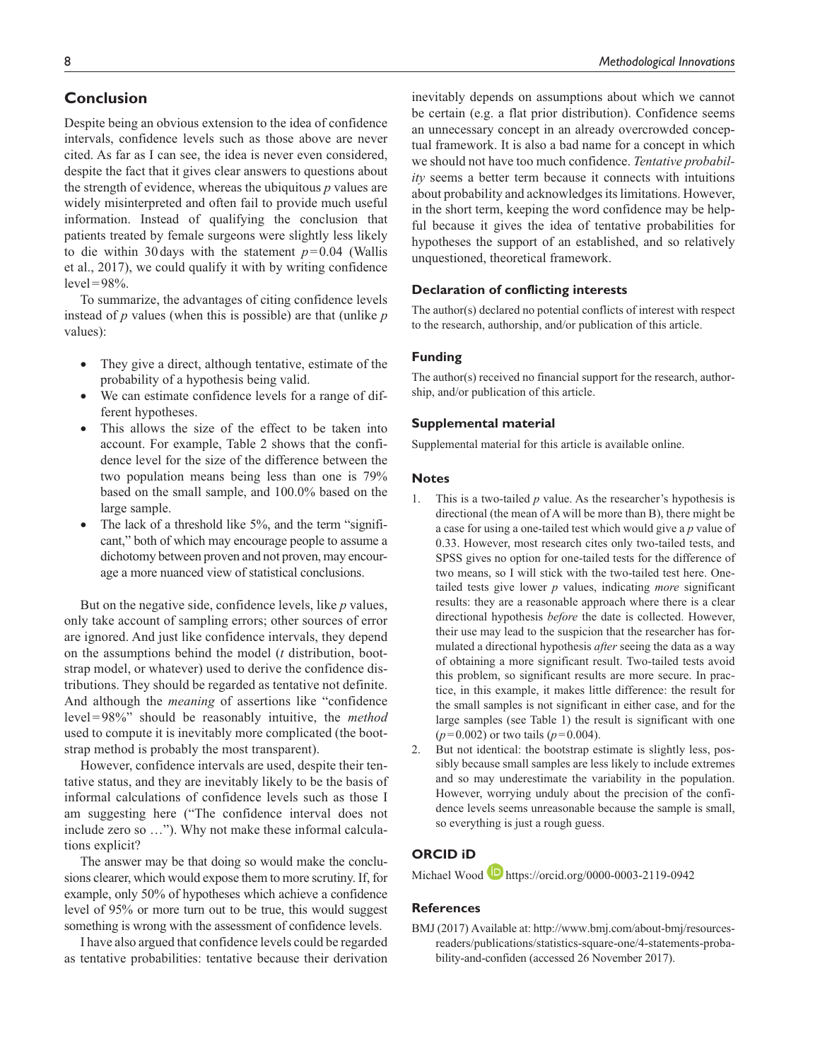## Conclusion

Despite being an obvious extension to the idea of confidence intervals, confidence levels such as those above are never cited. As far as I can see, the idea is never even considered, despite the fact that it gives clear answers to questions about the strength of evidence, whereas the ubiquitous $p$ values are widely misinterpreted and often fail to provide much useful information. Instead of qualifying the conclusion that patients treated by female surgeons were slightly less likely to die within 30 days with the statement $p=0.04$ (Wallis et al., 2017), we could qualify it with by writing confidence level = 98%.

To summarize, the advantages of citing confidence levels instead of $p$ values (when this is possible) are that (unlike $p$ values):

- They give a direct, although tentative, estimate of the probability of a hypothesis being valid.
- We can estimate confidence levels for a range of different hypotheses.
- This allows the size of the effect to be taken into account. For example, Table 2 shows that the confidence level for the size of the difference between the two population means being less than one is 79% based on the small sample, and 100.0% based on the large sample.
- The lack of a threshold like 5%, and the term "significant," both of which may encourage people to assume a dichotomy between proven and not proven, may encourage a more nuanced view of statistical conclusions.

But on the negative side, confidence levels, like $p$ values, only take account of sampling errors; other sources of error are ignored. And just like confidence intervals, they depend on the assumptions behind the model ($t$ distribution, bootstrap model, or whatever) used to derive the confidence distributions. They should be regarded as tentative not definite. And although the *meaning* of assertions like "confidence level = 98%" should be reasonably intuitive, the *method* used to compute it is inevitably more complicated (the bootstrap method is probably the most transparent).

However, confidence intervals are used, despite their tentative status, and they are inevitably likely to be the basis of informal calculations of confidence levels such as those I am suggesting here ("The confidence interval does not include zero so …"). Why not make these informal calculations explicit?

The answer may be that doing so would make the conclusions clearer, which would expose them to more scrutiny. If, for example, only 50% of hypotheses which achieve a confidence level of 95% or more turn out to be true, this would suggest something is wrong with the assessment of confidence levels.

I have also argued that confidence levels could be regarded as tentative probabilities: tentative because their derivation inevitably depends on assumptions about which we cannot be certain (e.g. a flat prior distribution). Confidence seems an unnecessary concept in an already overcrowded conceptual framework. It is also a bad name for a concept in which we should not have too much confidence. *Tentative probability* seems a better term because it connects with intuitions about probability and acknowledges its limitations. However, in the short term, keeping the word confidence may be helpful because it gives the idea of tentative probabilities for hypotheses the support of an established, and so relatively unquestioned, theoretical framework.

### Declaration of conflicting interests

The author(s) declared no potential conflicts of interest with respect to the research, authorship, and/or publication of this article.

### Funding

The author(s) received no financial support for the research, authorship, and/or publication of this article.

### Supplemental material

Supplemental material for this article is available online.

### Notes

1. This is a two-tailed $p$ value. As the researcher's hypothesis is directional (the mean of A will be more than B), there might be a case for using a one-tailed test which would give a $p$ value of 0.33. However, most research cites only two-tailed tests, and SPSS gives no option for one-tailed tests for the difference of two means, so I will stick with the two-tailed test here. One-tailed tests give lower $p$ values, indicating *more* significant results: they are a reasonable approach where there is a clear directional hypothesis *before* the date is collected. However, their use may lead to the suspicion that the researcher has formulated a directional hypothesis *after* seeing the data as a way of obtaining a more significant result. Two-tailed tests avoid this problem, so significant results are more secure. In practice, in this example, it makes little difference: the result for the small samples is not significant in either case, and for the large samples (see Table 1) the result is significant with one ($p=0.002$) or two tails ($p=0.004$).
2. But not identical: the bootstrap estimate is slightly less, possibly because small samples are less likely to include extremes and so may underestimate the variability in the population. However, worrying unduly about the precision of the confidence levels seems unreasonable because the sample is small, so everything is just a rough guess.

### ORCID iD

Michael Wood https://orcid.org/0000-0003-2119-0942

### References

BMJ (2017) Available at: http://www.bmj.com/about-bmj/resources-readers/publications/statistics-square-one/4-statements-probability-and-confiden (accessed 26 November 2017).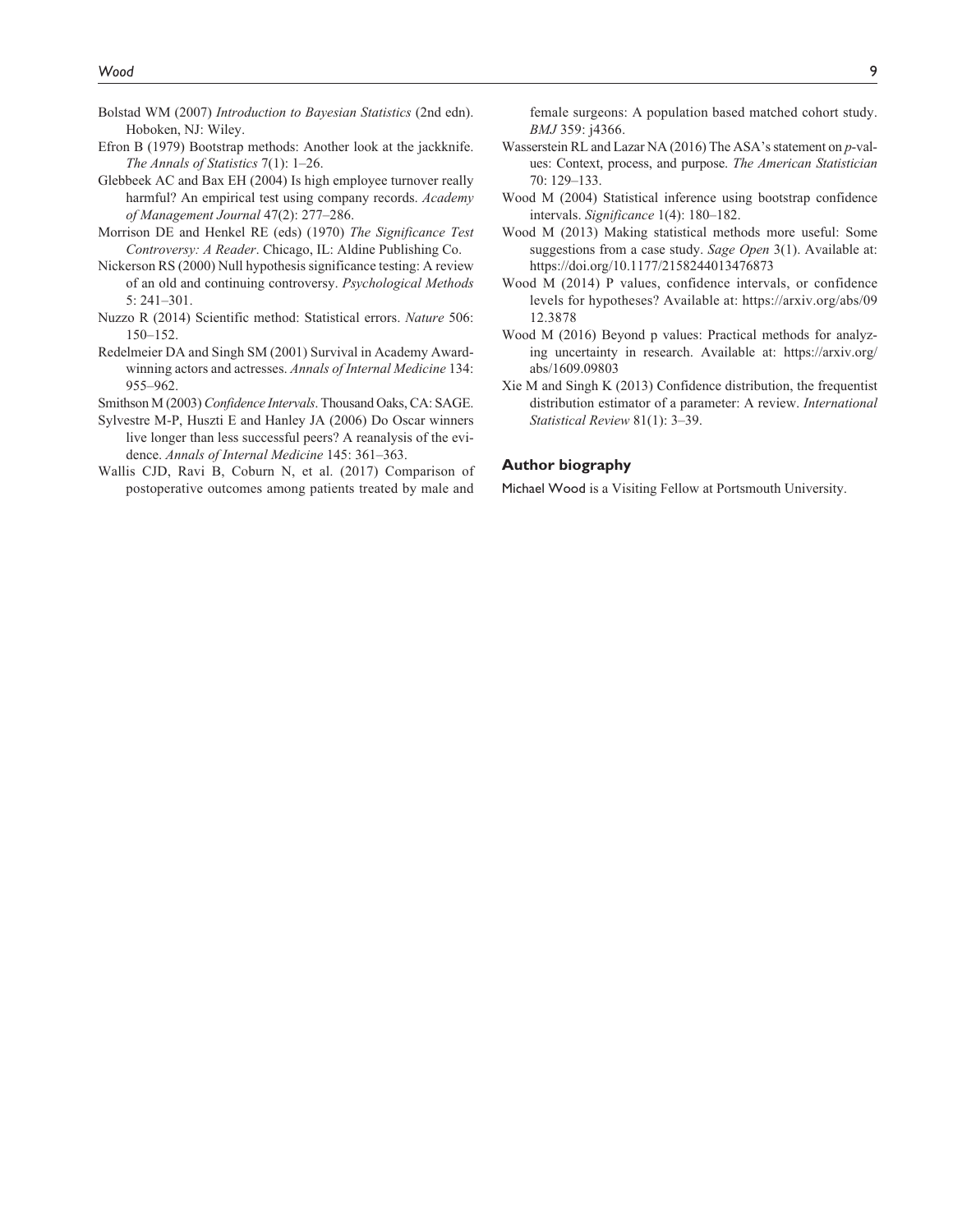Bolstad WM (2007) *Introduction to Bayesian Statistics* (2nd edn). Hoboken, NJ: Wiley.

Efron B (1979) Bootstrap methods: Another look at the jackknife. *The Annals of Statistics* 7(1): 1–26.

Glebbeek AC and Bax EH (2004) Is high employee turnover really harmful? An empirical test using company records. *Academy of Management Journal* 47(2): 277–286.

Morrison DE and Henkel RE (eds) (1970) *The Significance Test Controversy: A Reader*. Chicago, IL: Aldine Publishing Co.

Nickerson RS (2000) Null hypothesis significance testing: A review of an old and continuing controversy. *Psychological Methods* 5: 241–301.

Nuzzo R (2014) Scientific method: Statistical errors. *Nature* 506: 150–152.

Redelmeier DA and Singh SM (2001) Survival in Academy Award-winning actors and actresses. *Annals of Internal Medicine* 134: 955–962.

Smithson M (2003) *Confidence Intervals*. Thousand Oaks, CA: SAGE.

Sylvestre M-P, Huszti E and Hanley JA (2006) Do Oscar winners live longer than less successful peers? A reanalysis of the evidence. *Annals of Internal Medicine* 145: 361–363.

Wallis CJD, Ravi B, Coburn N, et al. (2017) Comparison of postoperative outcomes among patients treated by male and female surgeons: A population based matched cohort study. *BMJ* 359: j4366.

Wasserstein RL and Lazar NA (2016) The ASA's statement on *p*-values: Context, process, and purpose. *The American Statistician* 70: 129–133.

Wood M (2004) Statistical inference using bootstrap confidence intervals. *Significance* 1(4): 180–182.

Wood M (2013) Making statistical methods more useful: Some suggestions from a case study. *Sage Open* 3(1). Available at: https://doi.org/10.1177/2158244013476873

Wood M (2014) P values, confidence intervals, or confidence levels for hypotheses? Available at: https://arxiv.org/abs/0912.3878

Wood M (2016) Beyond p values: Practical methods for analyzing uncertainty in research. Available at: https://arxiv.org/abs/1609.09803

Xie M and Singh K (2013) Confidence distribution, the frequentist distribution estimator of a parameter: A review. *International Statistical Review* 81(1): 3–39.

## Author biography

Michael Wood is a Visiting Fellow at Portsmouth University.